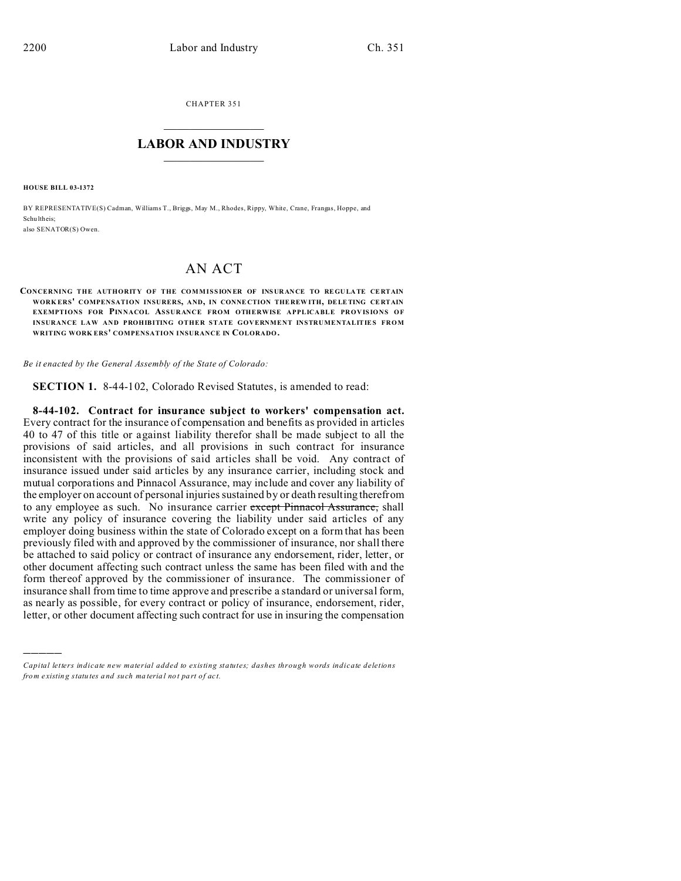CHAPTER 351

# LABOR AND INDUSTRY

**HOUSE BILL 03-1372**

BY REPRESENTATIVE(S) Cadman, Williams T., Briggs, May M., Rhodes, Rippy, White, Crane, Frangas, Hoppe, and Schultheis;
also SENATOR(S) Owen.

# AN ACT

**CONCERNING THE AUTHORITY OF THE COMMISSIONER OF INSURANCE TO REGULATE CERTAIN WORKERS' COMPENSATION INSURERS, AND, IN CONNECTION THEREWITH, DELETING CERTAIN EXEMPTIONS FOR PINNACOL ASSURANCE FROM OTHERWISE APPLICABLE PROVISIONS OF INSURANCE LAW AND PROHIBITING OTHER STATE GOVERNMENT INSTRUMENTALITIES FROM WRITING WORKERS' COMPENSATION INSURANCE IN COLORADO.**

*Be it enacted by the General Assembly of the State of Colorado:*

**SECTION 1.** 8-44-102, Colorado Revised Statutes, is amended to read:

**8-44-102. Contract for insurance subject to workers' compensation act.** Every contract for the insurance of compensation and benefits as provided in articles 40 to 47 of this title or against liability therefor shall be made subject to all the provisions of said articles, and all provisions in such contract for insurance inconsistent with the provisions of said articles shall be void. Any contract of insurance issued under said articles by any insurance carrier, including stock and mutual corporations and Pinnacol Assurance, may include and cover any liability of the employer on account of personal injuries sustained by or death resulting therefrom to any employee as such. No insurance carrier ~~except Pinnacol Assurance,~~ shall write any policy of insurance covering the liability under said articles of any employer doing business within the state of Colorado except on a form that has been previously filed with and approved by the commissioner of insurance, nor shall there be attached to said policy or contract of insurance any endorsement, rider, letter, or other document affecting such contract unless the same has been filed with and the form thereof approved by the commissioner of insurance. The commissioner of insurance shall from time to time approve and prescribe a standard or universal form, as nearly as possible, for every contract or policy of insurance, endorsement, rider, letter, or other document affecting such contract for use in insuring the compensation

---

*Capital letters indicate new material added to existing statutes; dashes through words indicate deletions from existing statutes and such material not part of act.*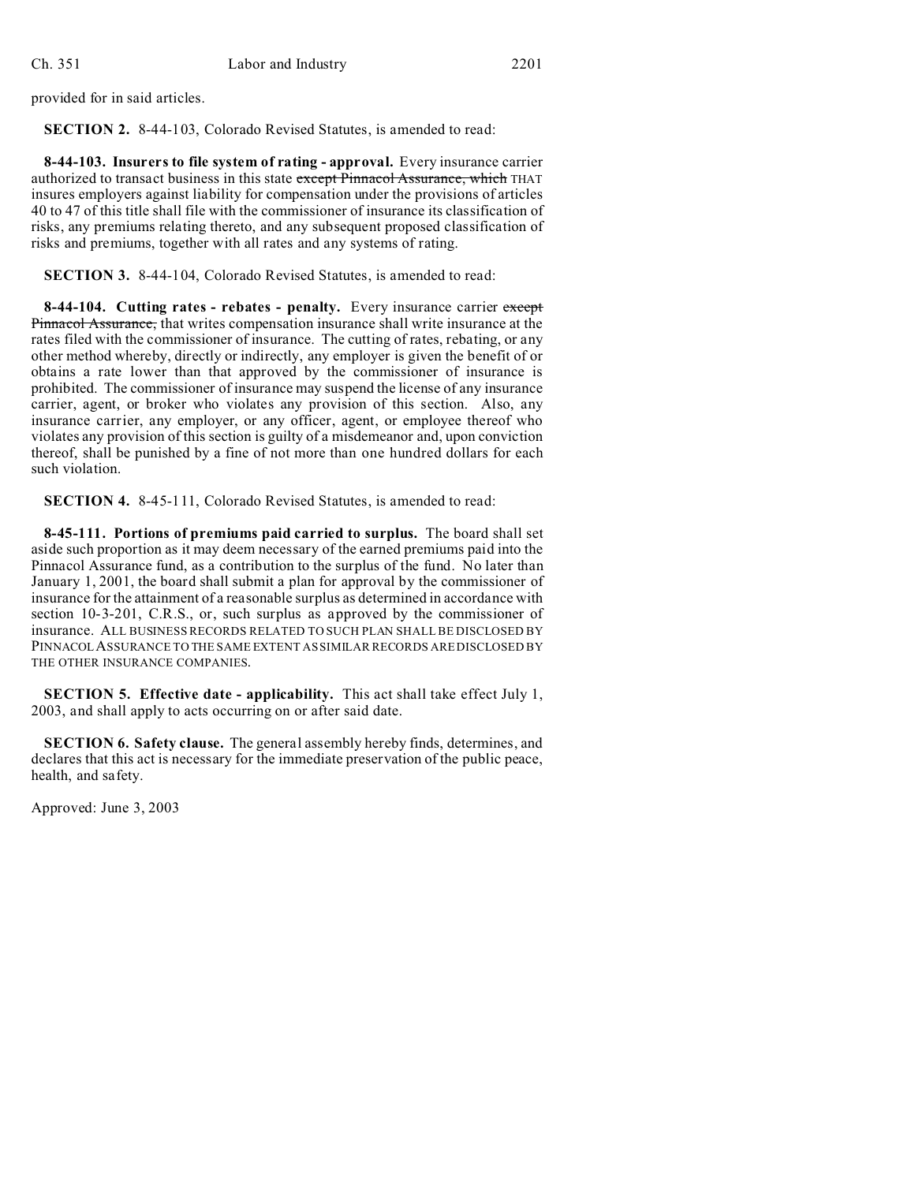provided for in said articles.

**SECTION 2.** 8-44-103, Colorado Revised Statutes, is amended to read:

**8-44-103. Insurers to file system of rating - approval.** Every insurance carrier authorized to transact business in this state ~~except Pinnacol Assurance, which~~ THAT insures employers against liability for compensation under the provisions of articles 40 to 47 of this title shall file with the commissioner of insurance its classification of risks, any premiums relating thereto, and any subsequent proposed classification of risks and premiums, together with all rates and any systems of rating.

**SECTION 3.** 8-44-104, Colorado Revised Statutes, is amended to read:

**8-44-104. Cutting rates - rebates - penalty.** Every insurance carrier ~~except Pinnacol Assurance,~~ that writes compensation insurance shall write insurance at the rates filed with the commissioner of insurance. The cutting of rates, rebating, or any other method whereby, directly or indirectly, any employer is given the benefit of or obtains a rate lower than that approved by the commissioner of insurance is prohibited. The commissioner of insurance may suspend the license of any insurance carrier, agent, or broker who violates any provision of this section. Also, any insurance carrier, any employer, or any officer, agent, or employee thereof who violates any provision of this section is guilty of a misdemeanor and, upon conviction thereof, shall be punished by a fine of not more than one hundred dollars for each such violation.

**SECTION 4.** 8-45-111, Colorado Revised Statutes, is amended to read:

**8-45-111. Portions of premiums paid carried to surplus.** The board shall set aside such proportion as it may deem necessary of the earned premiums paid into the Pinnacol Assurance fund, as a contribution to the surplus of the fund. No later than January 1, 2001, the board shall submit a plan for approval by the commissioner of insurance for the attainment of a reasonable surplus as determined in accordance with section 10-3-201, C.R.S., or, such surplus as approved by the commissioner of insurance. ALL BUSINESS RECORDS RELATED TO SUCH PLAN SHALL BE DISCLOSED BY PINNACOL ASSURANCE TO THE SAME EXTENT AS SIMILAR RECORDS ARE DISCLOSED BY THE OTHER INSURANCE COMPANIES.

**SECTION 5. Effective date - applicability.** This act shall take effect July 1, 2003, and shall apply to acts occurring on or after said date.

**SECTION 6. Safety clause.** The general assembly hereby finds, determines, and declares that this act is necessary for the immediate preservation of the public peace, health, and safety.

Approved: June 3, 2003